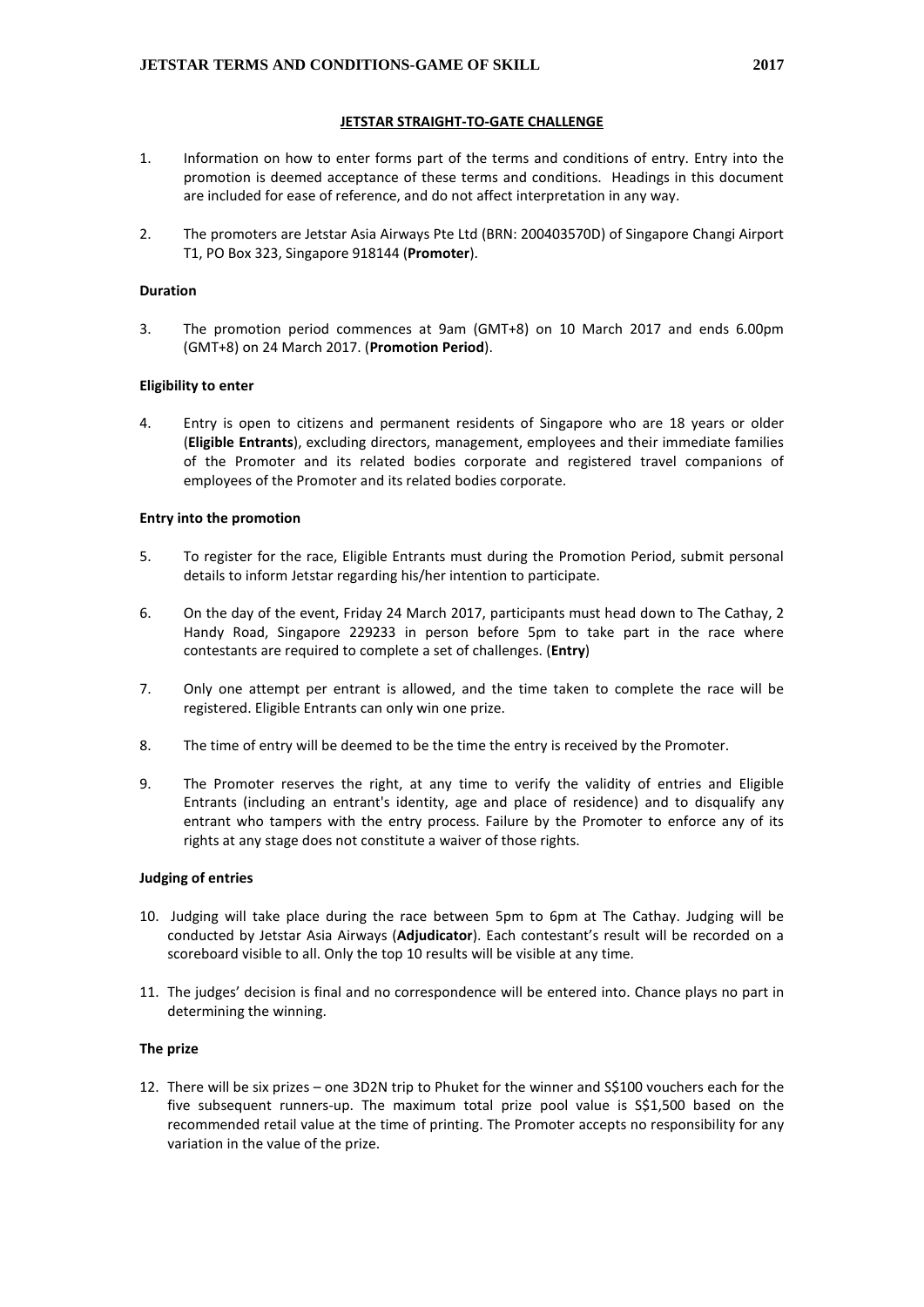# JETSTAR STRAIGHT-TO-GATE CHALLENGE

1. Information on how to enter forms part of the terms and conditions of entry. Entry into the promotion is deemed acceptance of these terms and conditions. Headings in this document are included for ease of reference, and do not affect interpretation in any way.

2. The promoters are Jetstar Asia Airways Pte Ltd (BRN: 200403570D) of Singapore Changi Airport T1, PO Box 323, Singapore 918144 (**Promoter**).

### Duration

3. The promotion period commences at 9am (GMT+8) on 10 March 2017 and ends 6.00pm (GMT+8) on 24 March 2017. (**Promotion Period**).

### Eligibility to enter

4. Entry is open to citizens and permanent residents of Singapore who are 18 years or older (**Eligible Entrants**), excluding directors, management, employees and their immediate families of the Promoter and its related bodies corporate and registered travel companions of employees of the Promoter and its related bodies corporate.

### Entry into the promotion

5. To register for the race, Eligible Entrants must during the Promotion Period, submit personal details to inform Jetstar regarding his/her intention to participate.

6. On the day of the event, Friday 24 March 2017, participants must head down to The Cathay, 2 Handy Road, Singapore 229233 in person before 5pm to take part in the race where contestants are required to complete a set of challenges. (**Entry**)

7. Only one attempt per entrant is allowed, and the time taken to complete the race will be registered. Eligible Entrants can only win one prize.

8. The time of entry will be deemed to be the time the entry is received by the Promoter.

9. The Promoter reserves the right, at any time to verify the validity of entries and Eligible Entrants (including an entrant's identity, age and place of residence) and to disqualify any entrant who tampers with the entry process. Failure by the Promoter to enforce any of its rights at any stage does not constitute a waiver of those rights.

### Judging of entries

10. Judging will take place during the race between 5pm to 6pm at The Cathay. Judging will be conducted by Jetstar Asia Airways (**Adjudicator**). Each contestant's result will be recorded on a scoreboard visible to all. Only the top 10 results will be visible at any time.

11. The judges' decision is final and no correspondence will be entered into. Chance plays no part in determining the winning.

### The prize

12. There will be six prizes – one 3D2N trip to Phuket for the winner and S$100 vouchers each for the five subsequent runners-up. The maximum total prize pool value is S$1,500 based on the recommended retail value at the time of printing. The Promoter accepts no responsibility for any variation in the value of the prize.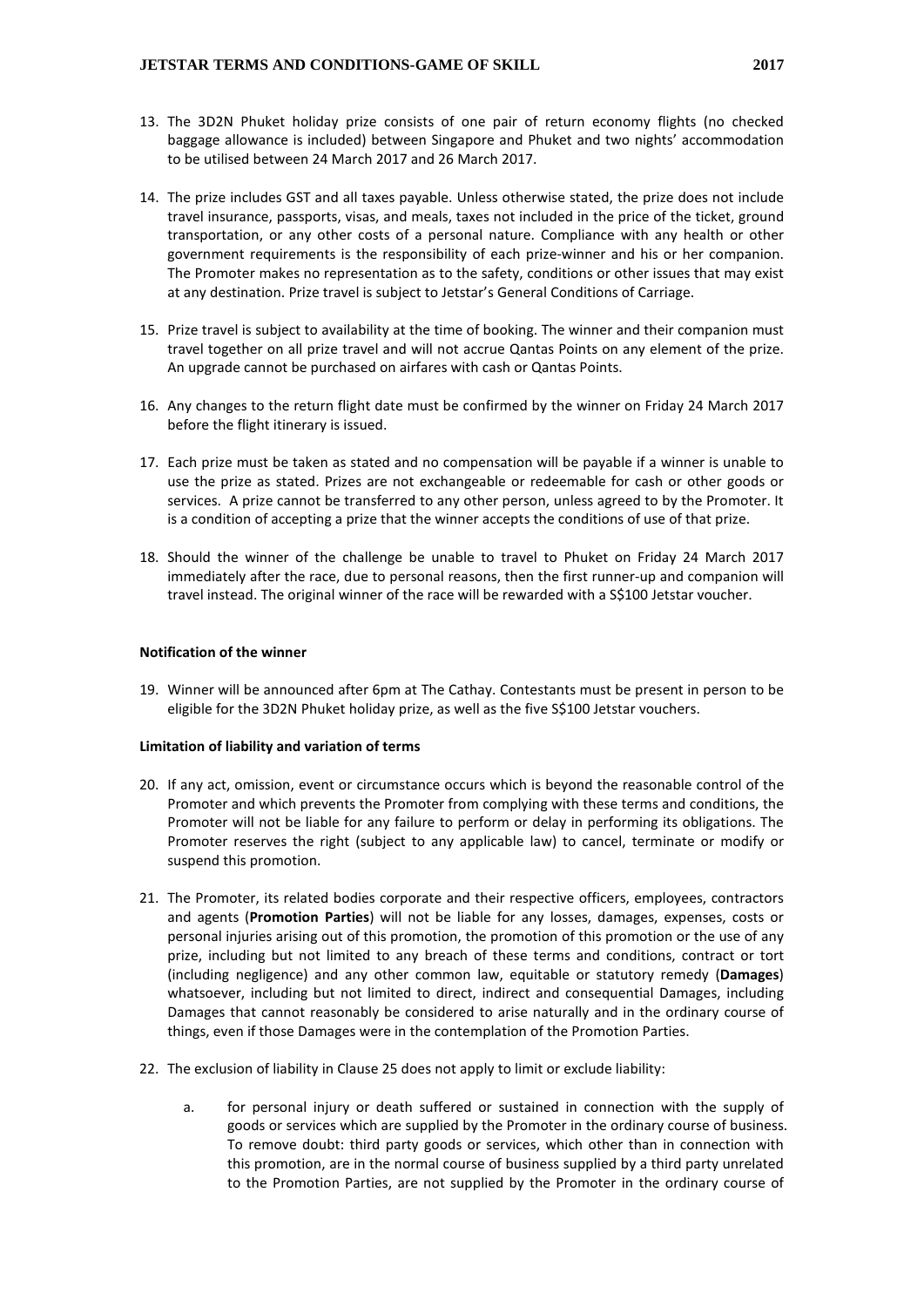13. The 3D2N Phuket holiday prize consists of one pair of return economy flights (no checked baggage allowance is included) between Singapore and Phuket and two nights' accommodation to be utilised between 24 March 2017 and 26 March 2017.

14. The prize includes GST and all taxes payable. Unless otherwise stated, the prize does not include travel insurance, passports, visas, and meals, taxes not included in the price of the ticket, ground transportation, or any other costs of a personal nature. Compliance with any health or other government requirements is the responsibility of each prize-winner and his or her companion. The Promoter makes no representation as to the safety, conditions or other issues that may exist at any destination. Prize travel is subject to Jetstar's General Conditions of Carriage.

15. Prize travel is subject to availability at the time of booking. The winner and their companion must travel together on all prize travel and will not accrue Qantas Points on any element of the prize. An upgrade cannot be purchased on airfares with cash or Qantas Points.

16. Any changes to the return flight date must be confirmed by the winner on Friday 24 March 2017 before the flight itinerary is issued.

17. Each prize must be taken as stated and no compensation will be payable if a winner is unable to use the prize as stated. Prizes are not exchangeable or redeemable for cash or other goods or services. A prize cannot be transferred to any other person, unless agreed to by the Promoter. It is a condition of accepting a prize that the winner accepts the conditions of use of that prize.

18. Should the winner of the challenge be unable to travel to Phuket on Friday 24 March 2017 immediately after the race, due to personal reasons, then the first runner-up and companion will travel instead. The original winner of the race will be rewarded with a S$100 Jetstar voucher.

**Notification of the winner**

19. Winner will be announced after 6pm at The Cathay. Contestants must be present in person to be eligible for the 3D2N Phuket holiday prize, as well as the five S$100 Jetstar vouchers.

**Limitation of liability and variation of terms**

20. If any act, omission, event or circumstance occurs which is beyond the reasonable control of the Promoter and which prevents the Promoter from complying with these terms and conditions, the Promoter will not be liable for any failure to perform or delay in performing its obligations. The Promoter reserves the right (subject to any applicable law) to cancel, terminate or modify or suspend this promotion.

21. The Promoter, its related bodies corporate and their respective officers, employees, contractors and agents (**Promotion Parties**) will not be liable for any losses, damages, expenses, costs or personal injuries arising out of this promotion, the promotion of this promotion or the use of any prize, including but not limited to any breach of these terms and conditions, contract or tort (including negligence) and any other common law, equitable or statutory remedy (**Damages**) whatsoever, including but not limited to direct, indirect and consequential Damages, including Damages that cannot reasonably be considered to arise naturally and in the ordinary course of things, even if those Damages were in the contemplation of the Promotion Parties.

22. The exclusion of liability in Clause 25 does not apply to limit or exclude liability:

    a. for personal injury or death suffered or sustained in connection with the supply of goods or services which are supplied by the Promoter in the ordinary course of business. To remove doubt: third party goods or services, which other than in connection with this promotion, are in the normal course of business supplied by a third party unrelated to the Promotion Parties, are not supplied by the Promoter in the ordinary course of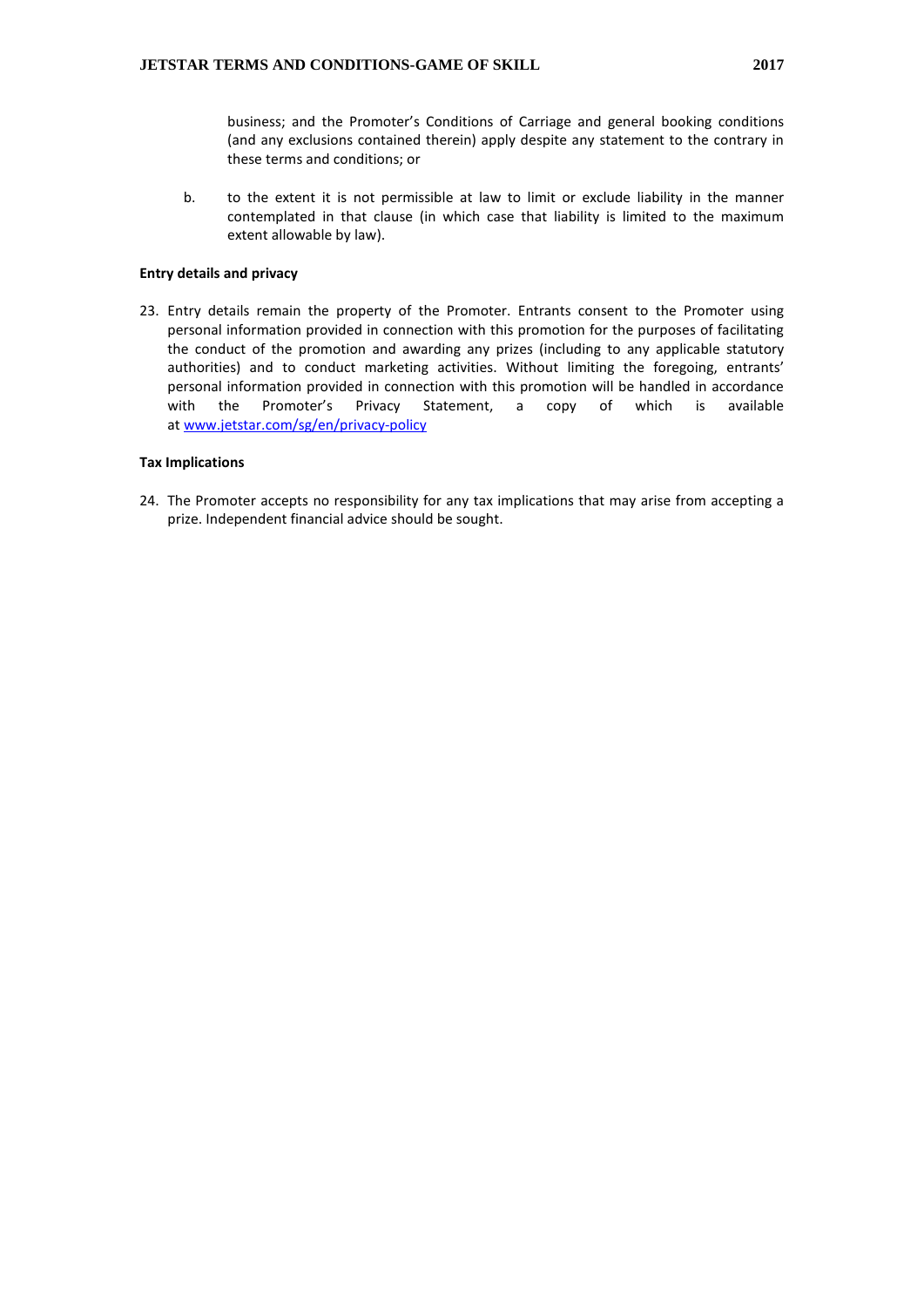business; and the Promoter's Conditions of Carriage and general booking conditions (and any exclusions contained therein) apply despite any statement to the contrary in these terms and conditions; or

b. to the extent it is not permissible at law to limit or exclude liability in the manner contemplated in that clause (in which case that liability is limited to the maximum extent allowable by law).

**Entry details and privacy**

23. Entry details remain the property of the Promoter. Entrants consent to the Promoter using personal information provided in connection with this promotion for the purposes of facilitating the conduct of the promotion and awarding any prizes (including to any applicable statutory authorities) and to conduct marketing activities. Without limiting the foregoing, entrants' personal information provided in connection with this promotion will be handled in accordance with the Promoter's Privacy Statement, a copy of which is available at [www.jetstar.com/sg/en/privacy-policy](http://www.jetstar.com/sg/en/privacy-policy)

**Tax Implications**

24. The Promoter accepts no responsibility for any tax implications that may arise from accepting a prize. Independent financial advice should be sought.